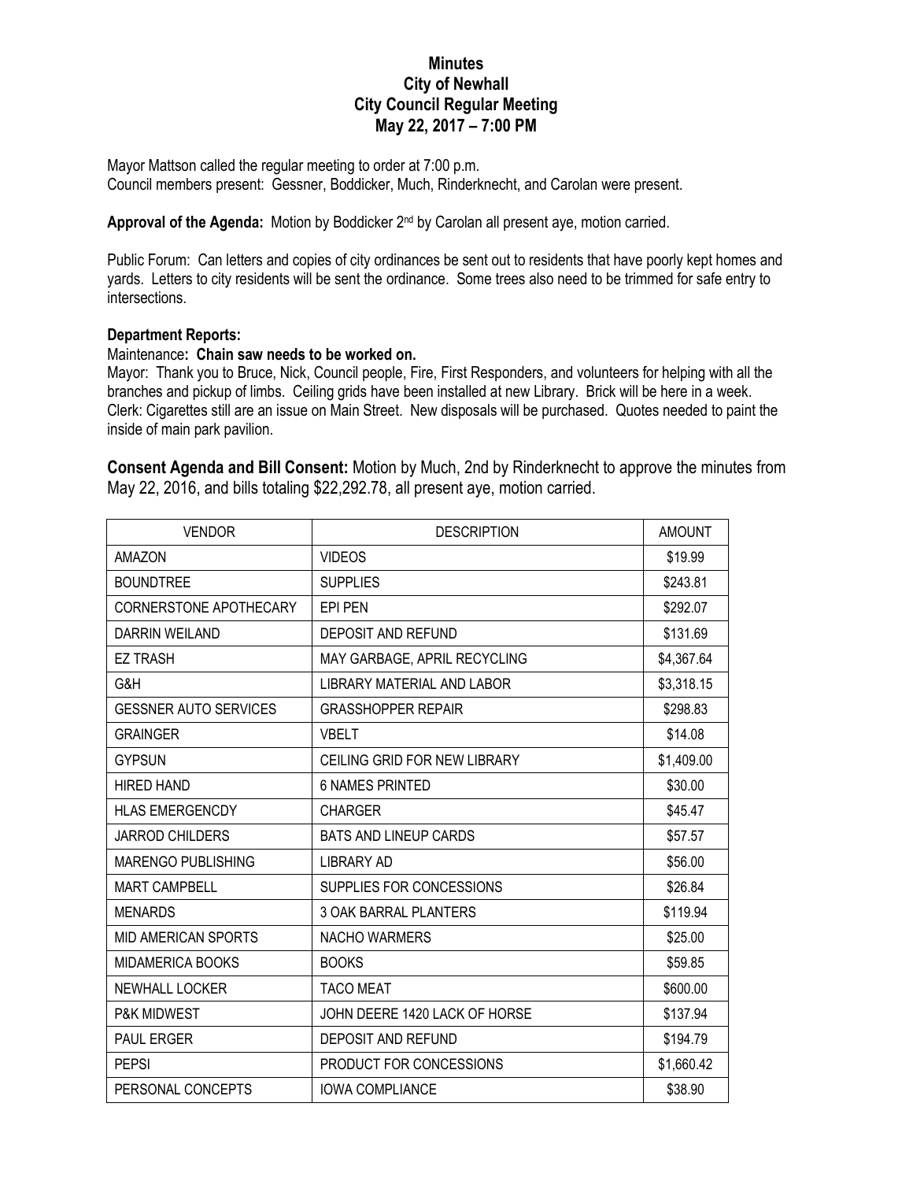# Minutes
## City of Newhall
## City Council Regular Meeting
## May 22, 2017 – 7:00 PM

Mayor Mattson called the regular meeting to order at 7:00 p.m.
Council members present: Gessner, Boddicker, Much, Rinderknecht, and Carolan were present.

**Approval of the Agenda:** Motion by Boddicker 2nd by Carolan all present aye, motion carried.

Public Forum: Can letters and copies of city ordinances be sent out to residents that have poorly kept homes and yards. Letters to city residents will be sent the ordinance. Some trees also need to be trimmed for safe entry to intersections.

**Department Reports:**

Maintenance**: Chain saw needs to be worked on.**

Mayor: Thank you to Bruce, Nick, Council people, Fire, First Responders, and volunteers for helping with all the branches and pickup of limbs. Ceiling grids have been installed at new Library. Brick will be here in a week.

Clerk: Cigarettes still are an issue on Main Street. New disposals will be purchased. Quotes needed to paint the inside of main park pavilion.

**Consent Agenda and Bill Consent:** Motion by Much, 2nd by Rinderknecht to approve the minutes from May 22, 2016, and bills totaling $22,292.78, all present aye, motion carried.

| VENDOR | DESCRIPTION | AMOUNT |
|---|---|---|
| AMAZON | VIDEOS | $19.99 |
| BOUNDTREE | SUPPLIES | $243.81 |
| CORNERSTONE APOTHECARY | EPI PEN | $292.07 |
| DARRIN WEILAND | DEPOSIT AND REFUND | $131.69 |
| EZ TRASH | MAY GARBAGE, APRIL RECYCLING | $4,367.64 |
| G&H | LIBRARY MATERIAL AND LABOR | $3,318.15 |
| GESSNER AUTO SERVICES | GRASSHOPPER REPAIR | $298.83 |
| GRAINGER | VBELT | $14.08 |
| GYPSUN | CEILING GRID FOR NEW LIBRARY | $1,409.00 |
| HIRED HAND | 6 NAMES PRINTED | $30.00 |
| HLAS EMERGENCDY | CHARGER | $45.47 |
| JARROD CHILDERS | BATS AND LINEUP CARDS | $57.57 |
| MARENGO PUBLISHING | LIBRARY AD | $56.00 |
| MART CAMPBELL | SUPPLIES FOR CONCESSIONS | $26.84 |
| MENARDS | 3 OAK BARRAL PLANTERS | $119.94 |
| MID AMERICAN SPORTS | NACHO WARMERS | $25.00 |
| MIDAMERICA BOOKS | BOOKS | $59.85 |
| NEWHALL LOCKER | TACO MEAT | $600.00 |
| P&K MIDWEST | JOHN DEERE 1420 LACK OF HORSE | $137.94 |
| PAUL ERGER | DEPOSIT AND REFUND | $194.79 |
| PEPSI | PRODUCT FOR CONCESSIONS | $1,660.42 |
| PERSONAL CONCEPTS | IOWA COMPLIANCE | $38.90 |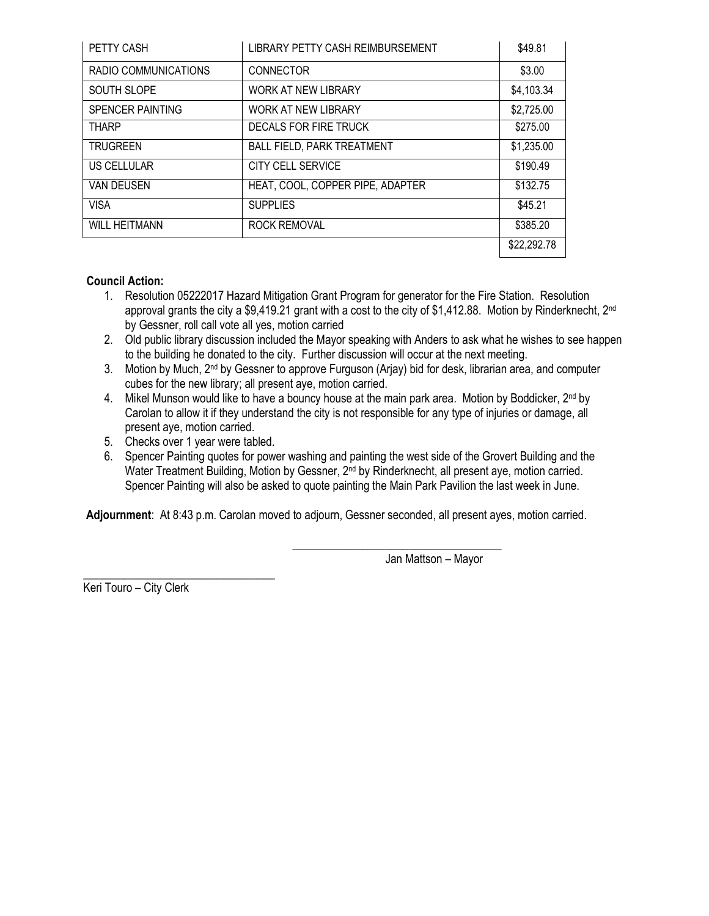| | | |
|---|---|---|
| PETTY CASH | LIBRARY PETTY CASH REIMBURSEMENT | \$49.81 |
| RADIO COMMUNICATIONS | CONNECTOR | \$3.00 |
| SOUTH SLOPE | WORK AT NEW LIBRARY | \$4,103.34 |
| SPENCER PAINTING | WORK AT NEW LIBRARY | \$2,725.00 |
| THARP | DECALS FOR FIRE TRUCK | \$275.00 |
| TRUGREEN | BALL FIELD, PARK TREATMENT | \$1,235.00 |
| US CELLULAR | CITY CELL SERVICE | \$190.49 |
| VAN DEUSEN | HEAT, COOL, COPPER PIPE, ADAPTER | \$132.75 |
| VISA | SUPPLIES | \$45.21 |
| WILL HEITMANN | ROCK REMOVAL | \$385.20 |
| | | \$22,292.78 |

**Council Action:**

1. Resolution 05222017 Hazard Mitigation Grant Program for generator for the Fire Station. Resolution approval grants the city a \$9,419.21 grant with a cost to the city of \$1,412.88. Motion by Rinderknecht, 2nd by Gessner, roll call vote all yes, motion carried
2. Old public library discussion included the Mayor speaking with Anders to ask what he wishes to see happen to the building he donated to the city. Further discussion will occur at the next meeting.
3. Motion by Much, 2nd by Gessner to approve Furguson (Arjay) bid for desk, librarian area, and computer cubes for the new library; all present aye, motion carried.
4. Mikel Munson would like to have a bouncy house at the main park area. Motion by Boddicker, 2nd by Carolan to allow it if they understand the city is not responsible for any type of injuries or damage, all present aye, motion carried.
5. Checks over 1 year were tabled.
6. Spencer Painting quotes for power washing and painting the west side of the Grovert Building and the Water Treatment Building, Motion by Gessner, 2nd by Rinderknecht, all present aye, motion carried. Spencer Painting will also be asked to quote painting the Main Park Pavilion the last week in June.

**Adjournment**: At 8:43 p.m. Carolan moved to adjourn, Gessner seconded, all present ayes, motion carried.

\_\_\_\_\_\_\_\_\_\_\_\_\_\_\_\_\_\_\_\_\_\_\_\_\_\_\_\_\_\_\_\_\_\_\_\_

Jan Mattson – Mayor

\_\_\_\_\_\_\_\_\_\_\_\_\_\_\_\_\_\_\_\_\_\_\_\_\_\_\_\_\_\_\_\_\_\_\_\_

Keri Touro – City Clerk